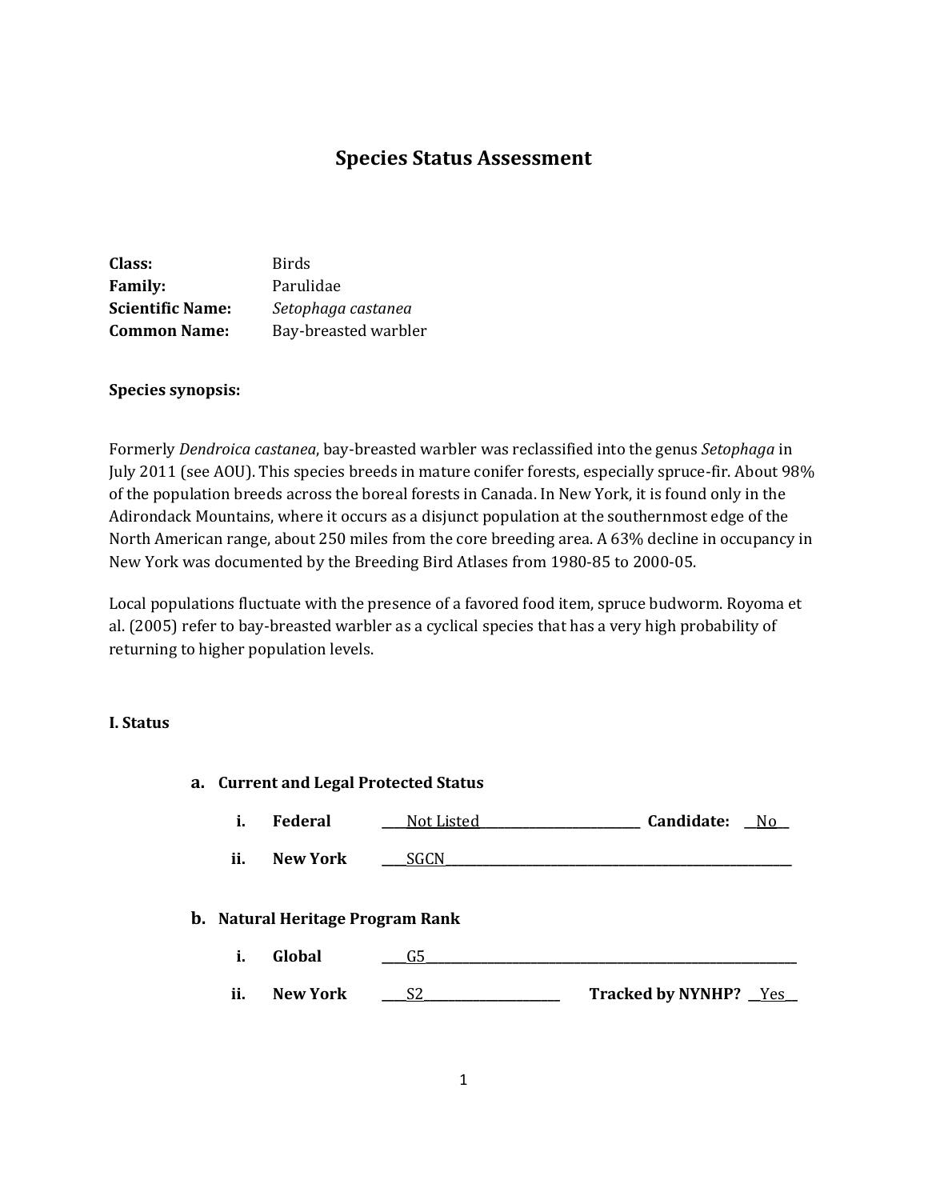# Species Status Assessment

**Class:** Birds
**Family:** Parulidae
**Scientific Name:** *Setophaga castanea*
**Common Name:** Bay-breasted warbler

**Species synopsis:**

Formerly *Dendroica castanea*, bay-breasted warbler was reclassified into the genus *Setophaga* in July 2011 (see AOU). This species breeds in mature conifer forests, especially spruce-fir. About 98% of the population breeds across the boreal forests in Canada. In New York, it is found only in the Adirondack Mountains, where it occurs as a disjunct population at the southernmost edge of the North American range, about 250 miles from the core breeding area. A 63% decline in occupancy in New York was documented by the Breeding Bird Atlases from 1980-85 to 2000-05.

Local populations fluctuate with the presence of a favored food item, spruce budworm. Royoma et al. (2005) refer to bay-breasted warbler as a cyclical species that has a very high probability of returning to higher population levels.

**I. Status**

**a. Current and Legal Protected Status**

i. **Federal** \_\_\_\_Not Listed\_\_\_\_\_\_\_\_\_\_\_\_\_\_\_\_\_\_\_\_\_\_\_\_\_\_ **Candidate:** \_\_No\_\_

ii. **New York** \_\_\_\_SGCN\_\_\_\_\_\_\_\_\_\_\_\_\_\_\_\_\_\_\_\_\_\_\_\_\_\_\_\_\_\_\_\_\_\_\_\_\_\_\_\_\_\_\_\_\_\_\_\_\_\_\_\_\_\_\_\_\_\_

**b. Natural Heritage Program Rank**

i. **Global** \_\_\_\_G5\_\_\_\_\_\_\_\_\_\_\_\_\_\_\_\_\_\_\_\_\_\_\_\_\_\_\_\_\_\_\_\_\_\_\_\_\_\_\_\_\_\_\_\_\_\_\_\_\_\_\_\_\_\_\_\_\_\_\_\_\_

ii. **New York** \_\_\_\_S2\_\_\_\_\_\_\_\_\_\_\_\_\_\_\_\_\_\_\_\_\_\_ **Tracked by NYNHP?** \_\_Yes\_\_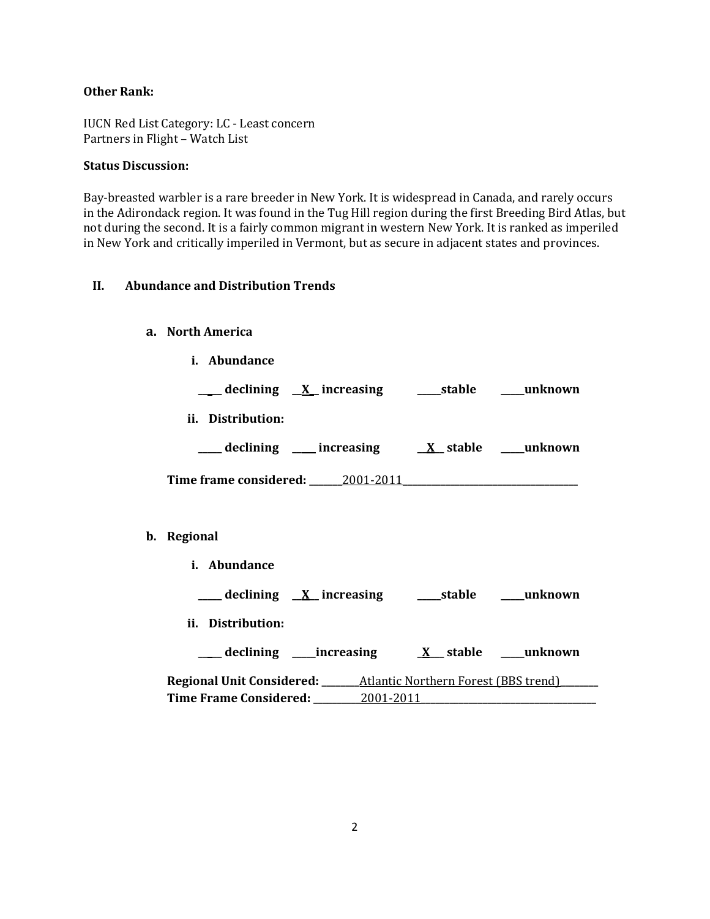**Other Rank:**

IUCN Red List Category: LC - Least concern
Partners in Flight – Watch List

**Status Discussion:**

Bay-breasted warbler is a rare breeder in New York. It is widespread in Canada, and rarely occurs in the Adirondack region. It was found in the Tug Hill region during the first Breeding Bird Atlas, but not during the second. It is a fairly common migrant in western New York. It is ranked as imperiled in New York and critically imperiled in Vermont, but as secure in adjacent states and provinces.

## II. Abundance and Distribution Trends

### a. North America

**i. Abundance**

**\_\_\_\_ declining \_\_X\_\_ increasing \_\_\_\_\_stable \_\_\_\_\_unknown**

**ii. Distribution:**

**\_\_\_\_\_ declining \_\_\_\_\_ increasing \_\_X\_\_ stable \_\_\_\_\_unknown**

**Time frame considered:** \_\_\_\_\_\_\_2001-2011\_\_\_\_\_\_\_\_\_\_\_\_\_\_\_\_\_\_\_\_\_\_\_\_\_\_\_\_\_\_\_\_\_\_\_\_\_\_\_

### b. Regional

**i. Abundance**

**\_\_\_\_\_ declining \_\_X\_\_ increasing \_\_\_\_\_stable \_\_\_\_\_unknown**

**ii. Distribution:**

**\_\_\_\_\_ declining \_\_\_\_\_increasing \_X\_\_\_ stable \_\_\_\_\_unknown**

**Regional Unit Considered:** \_\_\_\_\_\_\_\_Atlantic Northern Forest (BBS trend)\_\_\_\_\_\_\_\_
**Time Frame Considered:** \_\_\_\_\_\_\_\_\_\_2001-2011\_\_\_\_\_\_\_\_\_\_\_\_\_\_\_\_\_\_\_\_\_\_\_\_\_\_\_\_\_\_\_\_\_\_\_\_\_\_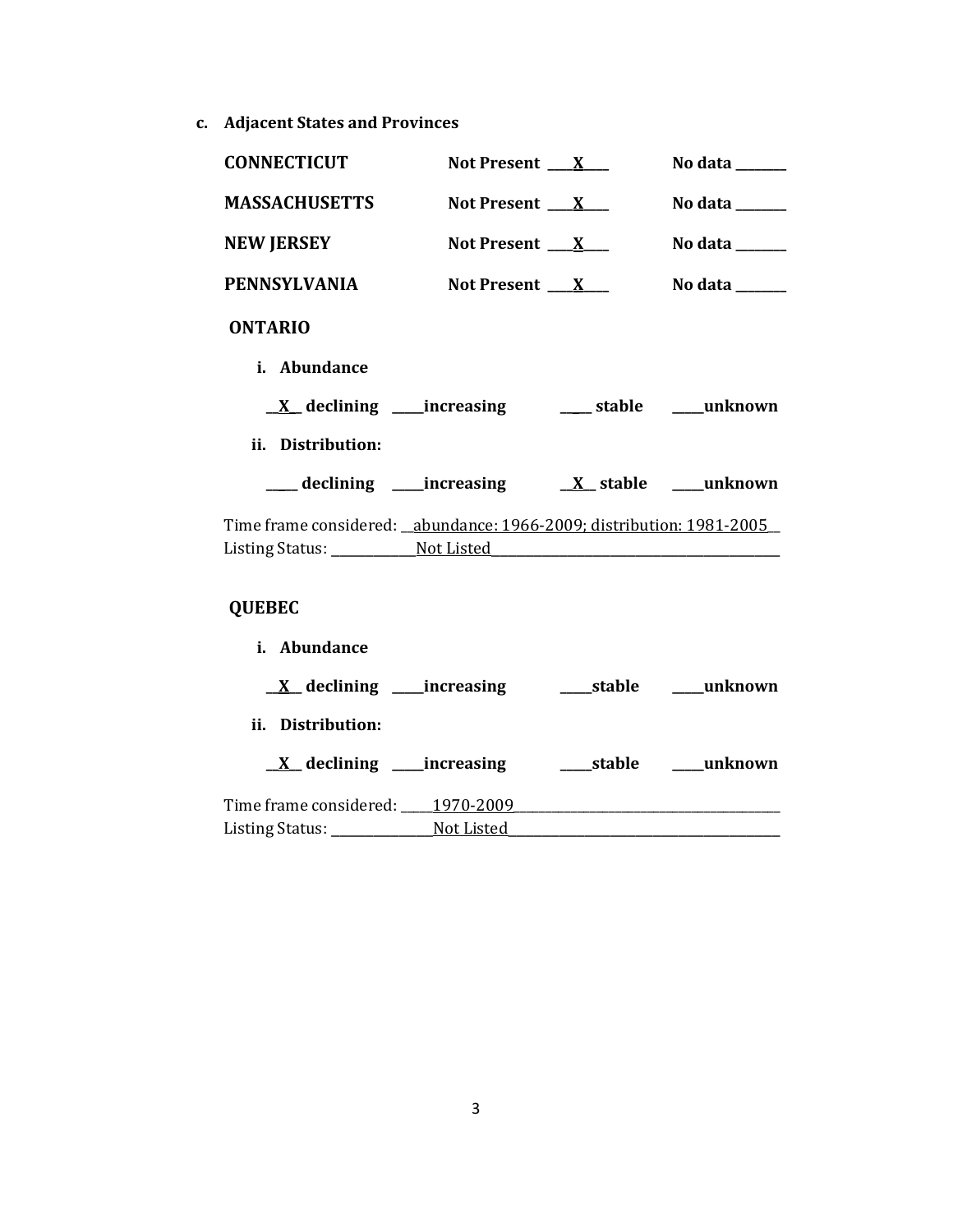**c. Adjacent States and Provinces**

| | | |
|---|---|---|
| **CONNECTICUT** | **Not Present** ___X___ | **No data** _______ |
| **MASSACHUSETTS** | **Not Present** ___X___ | **No data** _______ |
| **NEW JERSEY** | **Not Present** ___X___ | **No data** _______ |
| **PENNSYLVANIA** | **Not Present** ___X___ | **No data** _______ |

**ONTARIO**

**i. Abundance**

**__X__ declining ____increasing ____ stable ____unknown**

**ii. Distribution:**

**____ declining ____increasing __X__ stable ____unknown**

Time frame considered: __abundance: 1966-2009; distribution: 1981-2005__
Listing Status: ____________Not Listed__________________________________________

**QUEBEC**

**i. Abundance**

**__X__ declining ____increasing ____stable ____unknown**

**ii. Distribution:**

**__X__ declining ____increasing ____stable ____unknown**

Time frame considered: _____1970-2009_________________________________________
Listing Status: _______________Not Listed_______________________________________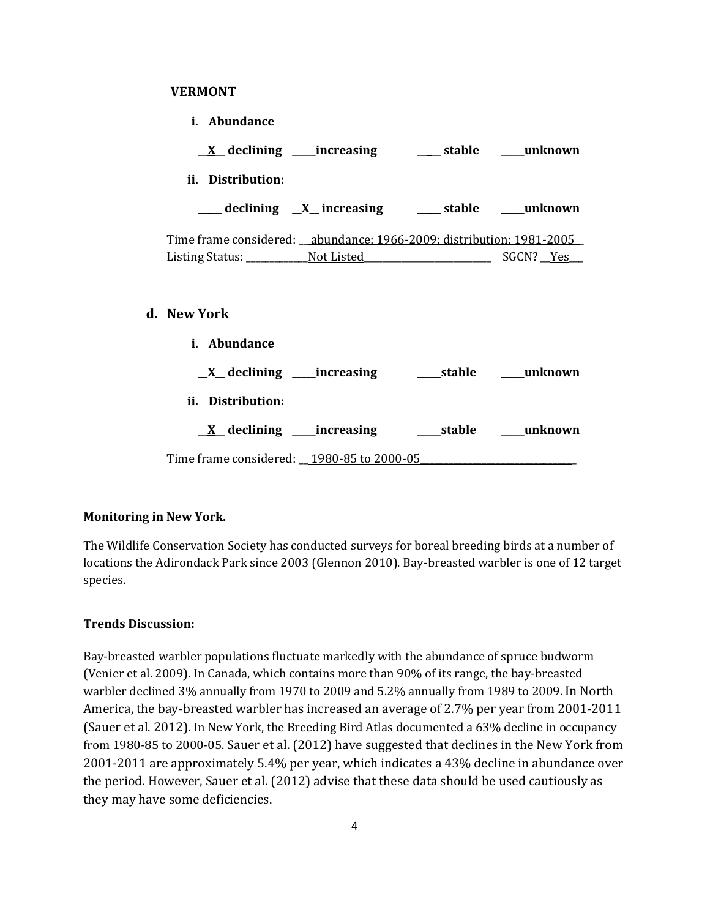**VERMONT**

**i. Abundance**

**\_\_X\_\_ declining \_\_\_\_\_increasing \_\_\_\_\_ stable \_\_\_\_\_unknown**

**ii. Distribution:**

**\_\_\_\_\_ declining \_\_X\_\_ increasing \_\_\_\_\_ stable \_\_\_\_\_unknown**

Time frame considered: \_\_abundance: 1966-2009; distribution: 1981-2005\_\_
Listing Status: \_\_\_\_\_\_\_\_\_\_\_\_Not Listed\_\_\_\_\_\_\_\_\_\_\_\_\_\_\_\_\_\_\_\_\_\_\_\_ SGCN? \_\_Yes\_\_\_

**d. New York**

**i. Abundance**

**\_\_X\_\_ declining \_\_\_\_\_increasing \_\_\_\_\_stable \_\_\_\_\_unknown**

**ii. Distribution:**

**\_\_X\_\_ declining \_\_\_\_\_increasing \_\_\_\_\_stable \_\_\_\_\_unknown**

Time frame considered: \_\_1980-85 to 2000-05\_\_\_\_\_\_\_\_\_\_\_\_\_\_\_\_\_\_\_\_\_\_\_\_\_\_\_\_\_\_

**Monitoring in New York.**

The Wildlife Conservation Society has conducted surveys for boreal breeding birds at a number of locations the Adirondack Park since 2003 (Glennon 2010). Bay-breasted warbler is one of 12 target species.

**Trends Discussion:**

Bay-breasted warbler populations fluctuate markedly with the abundance of spruce budworm (Venier et al. 2009). In Canada, which contains more than 90% of its range, the bay-breasted warbler declined 3% annually from 1970 to 2009 and 5.2% annually from 1989 to 2009. In North America, the bay-breasted warbler has increased an average of 2.7% per year from 2001-2011 (Sauer et al. 2012). In New York, the Breeding Bird Atlas documented a 63% decline in occupancy from 1980-85 to 2000-05. Sauer et al. (2012) have suggested that declines in the New York from 2001-2011 are approximately 5.4% per year, which indicates a 43% decline in abundance over the period. However, Sauer et al. (2012) advise that these data should be used cautiously as they may have some deficiencies.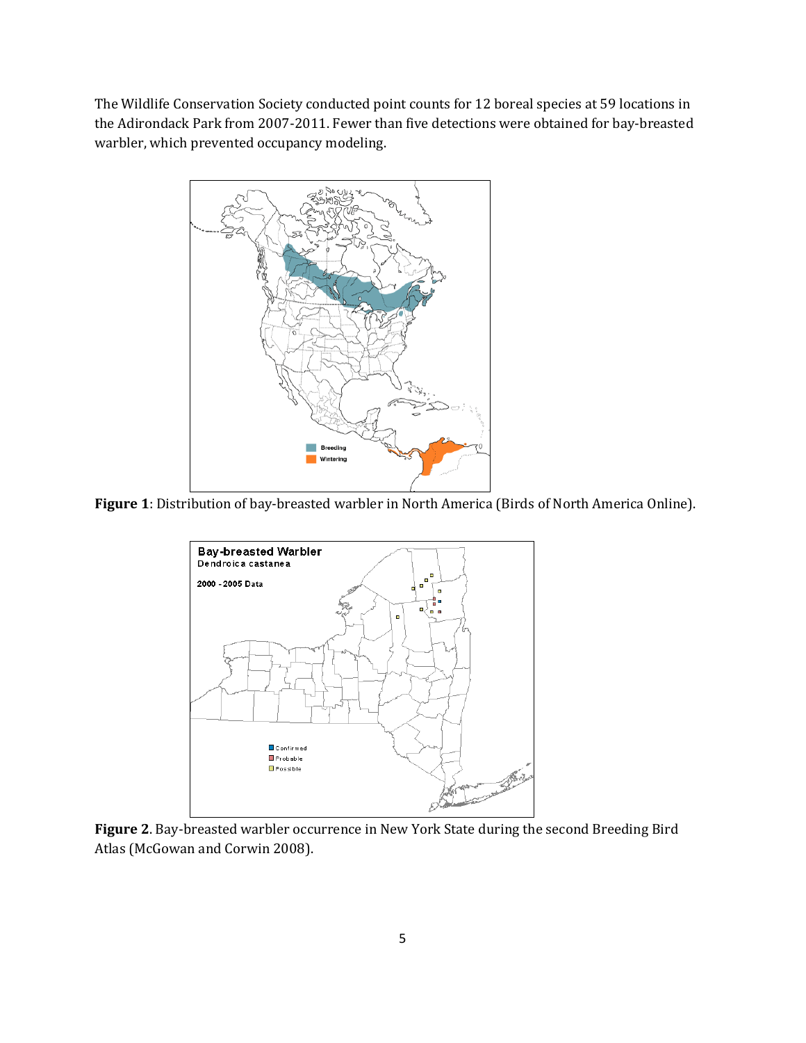The Wildlife Conservation Society conducted point counts for 12 boreal species at 59 locations in the Adirondack Park from 2007-2011. Fewer than five detections were obtained for bay-breasted warbler, which prevented occupancy modeling.

**Figure 1**: Distribution of bay-breasted warbler in North America (Birds of North America Online).

**Figure 2**. Bay-breasted warbler occurrence in New York State during the second Breeding Bird Atlas (McGowan and Corwin 2008).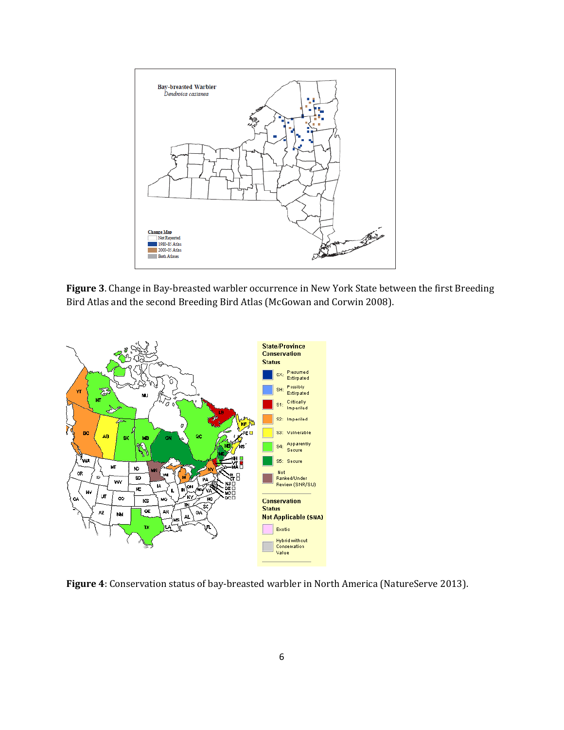**Figure 3**. Change in Bay-breasted warbler occurrence in New York State between the first Breeding Bird Atlas and the second Breeding Bird Atlas (McGowan and Corwin 2008).

**Figure 4**: Conservation status of bay-breasted warbler in North America (NatureServe 2013).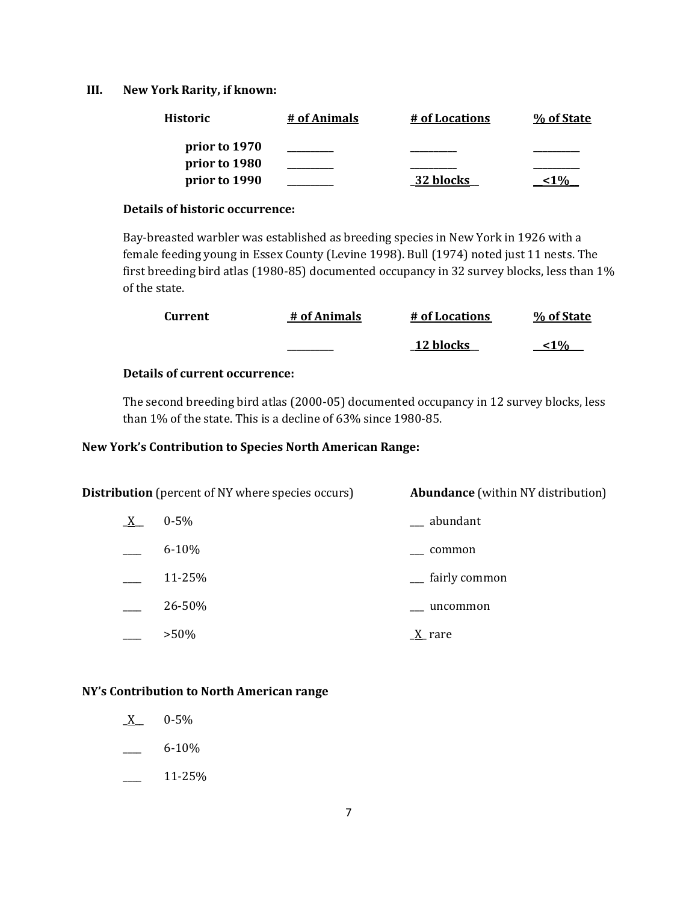## III. New York Rarity, if known:

| Historic | # of Animals | # of Locations | % of State |
|---|---|---|---|
| prior to 1970 | _________ | _________ | _________ |
| prior to 1980 | _________ | _________ | _________ |
| prior to 1990 | _________ | 32 blocks | <1% |

**Details of historic occurrence:**

Bay-breasted warbler was established as breeding species in New York in 1926 with a female feeding young in Essex County (Levine 1998). Bull (1974) noted just 11 nests. The first breeding bird atlas (1980-85) documented occupancy in 32 survey blocks, less than 1% of the state.

| Current | # of Animals | # of Locations | % of State |
|---|---|---|---|
| | _________ | 12 blocks | <1% |

**Details of current occurrence:**

The second breeding bird atlas (2000-05) documented occupancy in 12 survey blocks, less than 1% of the state. This is a decline of 63% since 1980-85.

**New York's Contribution to Species North American Range:**

**Distribution** (percent of NY where species occurs)

- _X_ 0-5%
- ___ 6-10%
- ___ 11-25%
- ___ 26-50%
- ___ >50%

**Abundance** (within NY distribution)

- ___ abundant
- ___ common
- ___ fairly common
- ___ uncommon
- _X_ rare

**NY's Contribution to North American range**

- _X_ 0-5%
- ___ 6-10%
- ___ 11-25%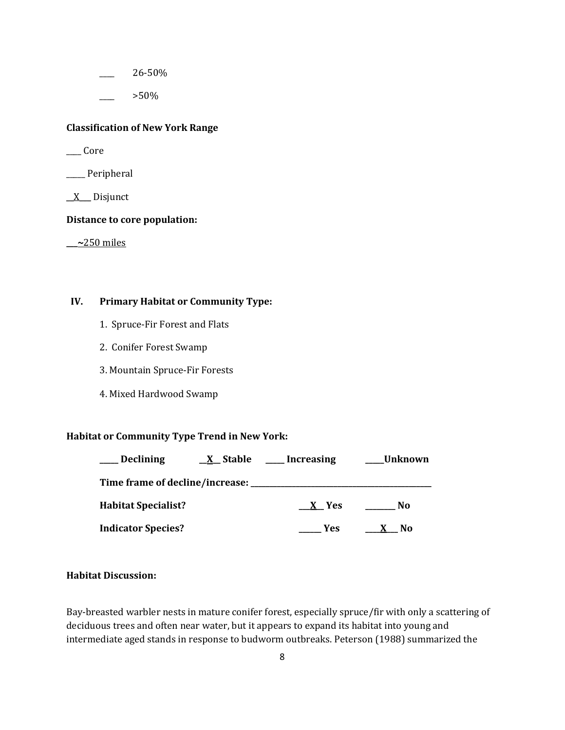____ 26-50%

____ >50%

**Classification of New York Range**

____ Core

_____ Peripheral

__X___ Disjunct

**Distance to core population:**

___~250 miles

## IV. Primary Habitat or Community Type:

1. Spruce-Fir Forest and Flats
2. Conifer Forest Swamp
3. Mountain Spruce-Fir Forests
4. Mixed Hardwood Swamp

**Habitat or Community Type Trend in New York:**

**____ Declining __X__ Stable ____ Increasing ____Unknown**

**Time frame of decline/increase: ___________________________________________**

**Habitat Specialist? ___X__ Yes _______ No**

**Indicator Species? _____ Yes ___X___ No**

**Habitat Discussion:**

Bay-breasted warbler nests in mature conifer forest, especially spruce/fir with only a scattering of deciduous trees and often near water, but it appears to expand its habitat into young and intermediate aged stands in response to budworm outbreaks. Peterson (1988) summarized the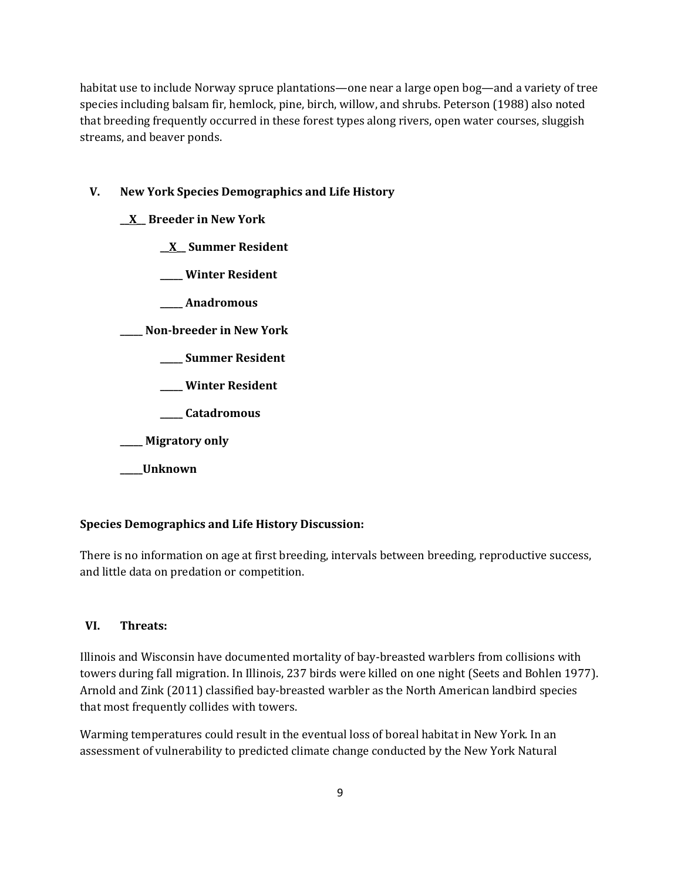habitat use to include Norway spruce plantations—one near a large open bog—and a variety of tree species including balsam fir, hemlock, pine, birch, willow, and shrubs. Peterson (1988) also noted that breeding frequently occurred in these forest types along rivers, open water courses, sluggish streams, and beaver ponds.

## V. New York Species Demographics and Life History

**__X__ Breeder in New York**

**__X__ Summer Resident**

**_____ Winter Resident**

**_____ Anadromous**

**_____ Non-breeder in New York**

**_____ Summer Resident**

**_____ Winter Resident**

**_____ Catadromous**

**_____ Migratory only**

**_____Unknown**

**Species Demographics and Life History Discussion:**

There is no information on age at first breeding, intervals between breeding, reproductive success, and little data on predation or competition.

## VI. Threats:

Illinois and Wisconsin have documented mortality of bay-breasted warblers from collisions with towers during fall migration. In Illinois, 237 birds were killed on one night (Seets and Bohlen 1977). Arnold and Zink (2011) classified bay-breasted warbler as the North American landbird species that most frequently collides with towers.

Warming temperatures could result in the eventual loss of boreal habitat in New York. In an assessment of vulnerability to predicted climate change conducted by the New York Natural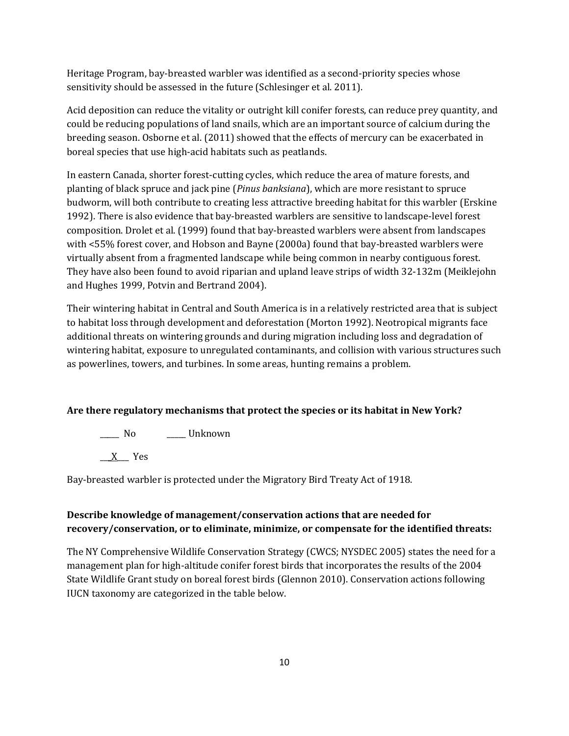Heritage Program, bay-breasted warbler was identified as a second-priority species whose sensitivity should be assessed in the future (Schlesinger et al. 2011).

Acid deposition can reduce the vitality or outright kill conifer forests, can reduce prey quantity, and could be reducing populations of land snails, which are an important source of calcium during the breeding season. Osborne et al. (2011) showed that the effects of mercury can be exacerbated in boreal species that use high-acid habitats such as peatlands.

In eastern Canada, shorter forest-cutting cycles, which reduce the area of mature forests, and planting of black spruce and jack pine (*Pinus banksiana*), which are more resistant to spruce budworm, will both contribute to creating less attractive breeding habitat for this warbler (Erskine 1992). There is also evidence that bay-breasted warblers are sensitive to landscape-level forest composition. Drolet et al. (1999) found that bay-breasted warblers were absent from landscapes with <55% forest cover, and Hobson and Bayne (2000a) found that bay-breasted warblers were virtually absent from a fragmented landscape while being common in nearby contiguous forest. They have also been found to avoid riparian and upland leave strips of width 32-132m (Meiklejohn and Hughes 1999, Potvin and Bertrand 2004).

Their wintering habitat in Central and South America is in a relatively restricted area that is subject to habitat loss through development and deforestation (Morton 1992). Neotropical migrants face additional threats on wintering grounds and during migration including loss and degradation of wintering habitat, exposure to unregulated contaminants, and collision with various structures such as powerlines, towers, and turbines. In some areas, hunting remains a problem.

**Are there regulatory mechanisms that protect the species or its habitat in New York?**

_____ No _____ Unknown

\_\_X\_\_ Yes

Bay-breasted warbler is protected under the Migratory Bird Treaty Act of 1918.

**Describe knowledge of management/conservation actions that are needed for recovery/conservation, or to eliminate, minimize, or compensate for the identified threats:**

The NY Comprehensive Wildlife Conservation Strategy (CWCS; NYSDEC 2005) states the need for a management plan for high-altitude conifer forest birds that incorporates the results of the 2004 State Wildlife Grant study on boreal forest birds (Glennon 2010). Conservation actions following IUCN taxonomy are categorized in the table below.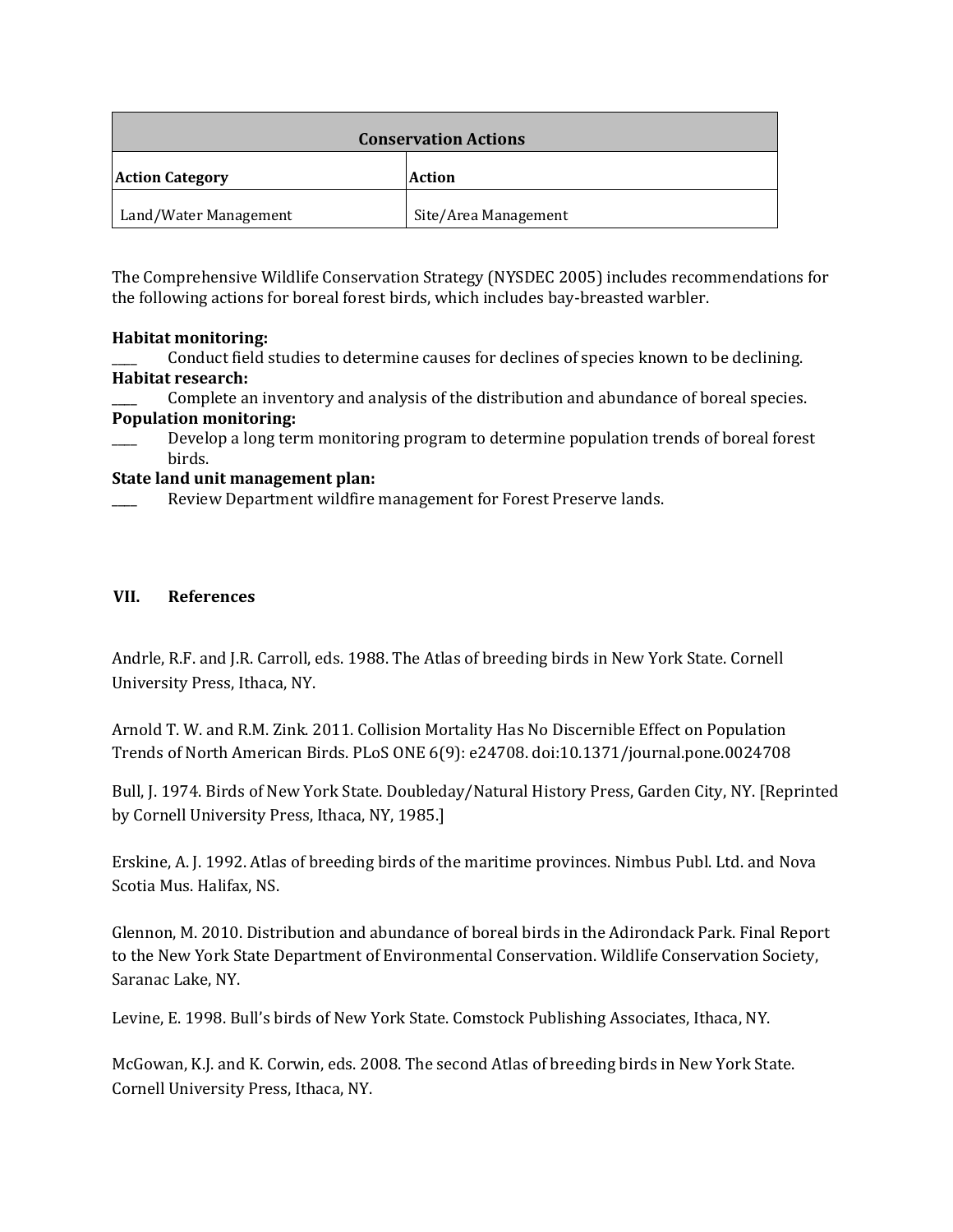| Conservation Actions | |
|---|---|
| **Action Category** | **Action** |
| Land/Water Management | Site/Area Management |

The Comprehensive Wildlife Conservation Strategy (NYSDEC 2005) includes recommendations for the following actions for boreal forest birds, which includes bay-breasted warbler.

**Habitat monitoring:**

____ Conduct field studies to determine causes for declines of species known to be declining.

**Habitat research:**

____ Complete an inventory and analysis of the distribution and abundance of boreal species.

**Population monitoring:**

____ Develop a long term monitoring program to determine population trends of boreal forest birds.

**State land unit management plan:**

____ Review Department wildfire management for Forest Preserve lands.

## VII. References

Andrle, R.F. and J.R. Carroll, eds. 1988. The Atlas of breeding birds in New York State. Cornell University Press, Ithaca, NY.

Arnold T. W. and R.M. Zink. 2011. Collision Mortality Has No Discernible Effect on Population Trends of North American Birds. PLoS ONE 6(9): e24708. doi:10.1371/journal.pone.0024708

Bull, J. 1974. Birds of New York State. Doubleday/Natural History Press, Garden City, NY. [Reprinted by Cornell University Press, Ithaca, NY, 1985.]

Erskine, A. J. 1992. Atlas of breeding birds of the maritime provinces. Nimbus Publ. Ltd. and Nova Scotia Mus. Halifax, NS.

Glennon, M. 2010. Distribution and abundance of boreal birds in the Adirondack Park. Final Report to the New York State Department of Environmental Conservation. Wildlife Conservation Society, Saranac Lake, NY.

Levine, E. 1998. Bull's birds of New York State. Comstock Publishing Associates, Ithaca, NY.

McGowan, K.J. and K. Corwin, eds. 2008. The second Atlas of breeding birds in New York State. Cornell University Press, Ithaca, NY.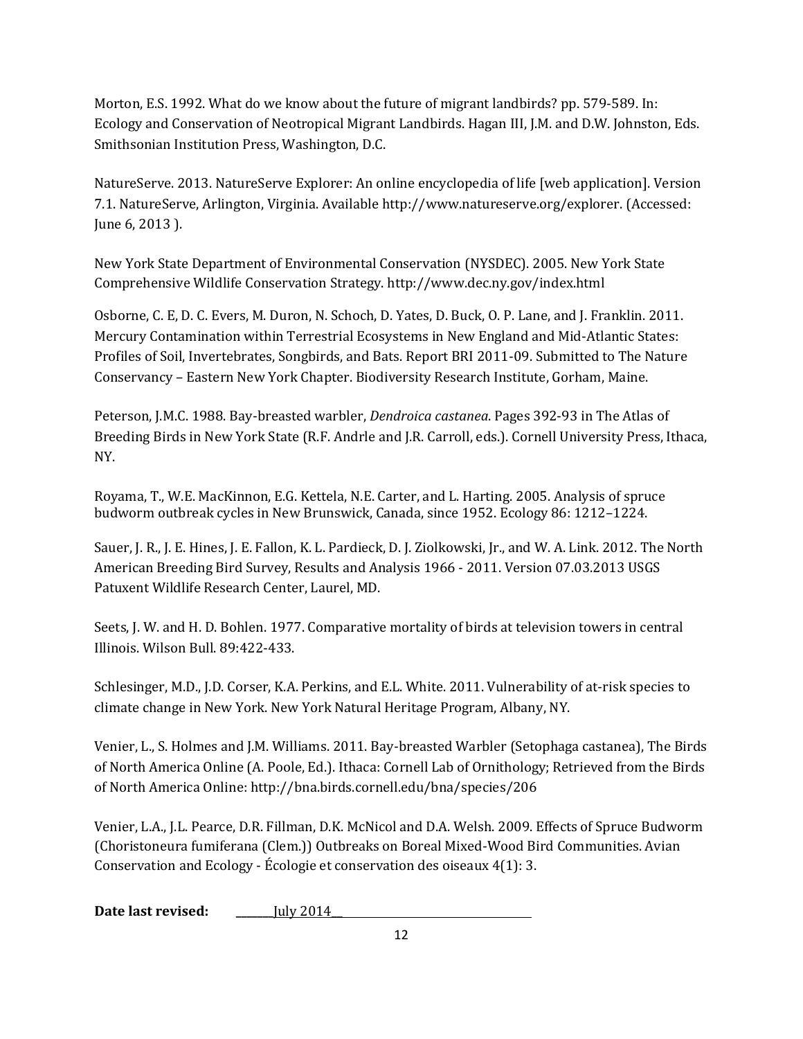Morton, E.S. 1992. What do we know about the future of migrant landbirds? pp. 579-589. In: Ecology and Conservation of Neotropical Migrant Landbirds. Hagan III, J.M. and D.W. Johnston, Eds. Smithsonian Institution Press, Washington, D.C.

NatureServe. 2013. NatureServe Explorer: An online encyclopedia of life [web application]. Version 7.1. NatureServe, Arlington, Virginia. Available http://www.natureserve.org/explorer. (Accessed: June 6, 2013 ).

New York State Department of Environmental Conservation (NYSDEC). 2005. New York State Comprehensive Wildlife Conservation Strategy. http://www.dec.ny.gov/index.html

Osborne, C. E, D. C. Evers, M. Duron, N. Schoch, D. Yates, D. Buck, O. P. Lane, and J. Franklin. 2011. Mercury Contamination within Terrestrial Ecosystems in New England and Mid-Atlantic States: Profiles of Soil, Invertebrates, Songbirds, and Bats. Report BRI 2011-09. Submitted to The Nature Conservancy – Eastern New York Chapter. Biodiversity Research Institute, Gorham, Maine.

Peterson, J.M.C. 1988. Bay-breasted warbler, *Dendroica castanea*. Pages 392-93 in The Atlas of Breeding Birds in New York State (R.F. Andrle and J.R. Carroll, eds.). Cornell University Press, Ithaca, NY.

Royama, T., W.E. MacKinnon, E.G. Kettela, N.E. Carter, and L. Harting. 2005. Analysis of spruce budworm outbreak cycles in New Brunswick, Canada, since 1952. Ecology 86: 1212–1224.

Sauer, J. R., J. E. Hines, J. E. Fallon, K. L. Pardieck, D. J. Ziolkowski, Jr., and W. A. Link. 2012. The North American Breeding Bird Survey, Results and Analysis 1966 - 2011. Version 07.03.2013 USGS Patuxent Wildlife Research Center, Laurel, MD.

Seets, J. W. and H. D. Bohlen. 1977. Comparative mortality of birds at television towers in central Illinois. Wilson Bull. 89:422-433.

Schlesinger, M.D., J.D. Corser, K.A. Perkins, and E.L. White. 2011. Vulnerability of at-risk species to climate change in New York. New York Natural Heritage Program, Albany, NY.

Venier, L., S. Holmes and J.M. Williams. 2011. Bay-breasted Warbler (Setophaga castanea), The Birds of North America Online (A. Poole, Ed.). Ithaca: Cornell Lab of Ornithology; Retrieved from the Birds of North America Online: http://bna.birds.cornell.edu/bna/species/206

Venier, L.A., J.L. Pearce, D.R. Fillman, D.K. McNicol and D.A. Welsh. 2009. Effects of Spruce Budworm (Choristoneura fumiferana (Clem.)) Outbreaks on Boreal Mixed-Wood Bird Communities. Avian Conservation and Ecology - Écologie et conservation des oiseaux 4(1): 3.

**Date last revised:** July 2014